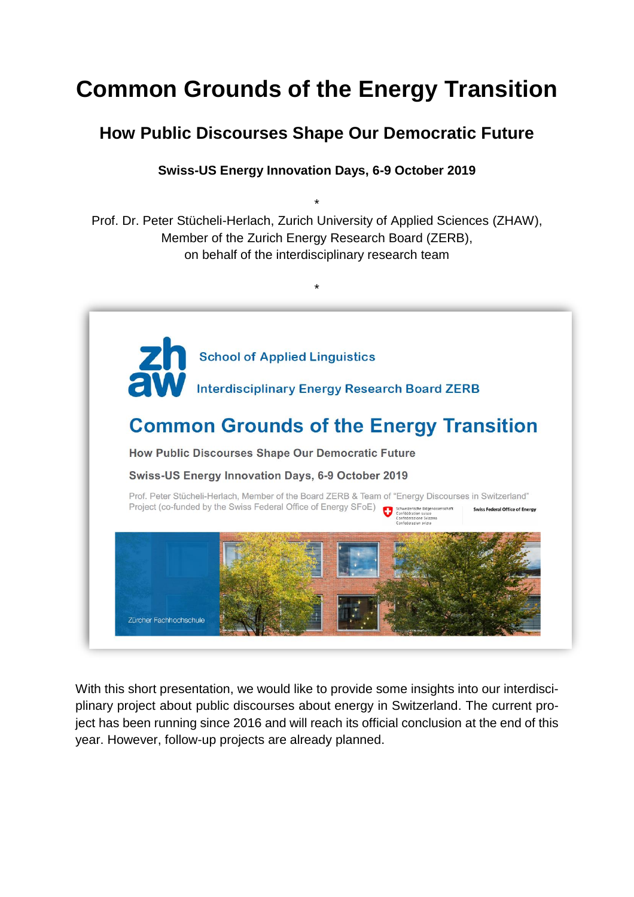# Common Grounds of the Energy Transition

## How Public Discourses Shape Our Democratic Future

**Swiss-US Energy Innovation Days, 6-9 October 2019**

*

Prof. Dr. Peter Stücheli-Herlach, Zurich University of Applied Sciences (ZHAW), Member of the Zurich Energy Research Board (ZERB), on behalf of the interdisciplinary research team

*

School of Applied Linguistics

Interdisciplinary Energy Research Board ZERB

**Common Grounds of the Energy Transition**

How Public Discourses Shape Our Democratic Future

Swiss-US Energy Innovation Days, 6-9 October 2019

Prof. Peter Stücheli-Herlach, Member of the Board ZERB & Team of "Energy Discourses in Switzerland" Project (co-funded by the Swiss Federal Office of Energy SFoE)

Schweizerische Eidgenossenschaft
Confédération suisse
Confederazione Svizzera
Confederaziun svizra

Swiss Federal Office of Energy

Zürcher Fachhochschule

With this short presentation, we would like to provide some insights into our interdisciplinary project about public discourses about energy in Switzerland. The current project has been running since 2016 and will reach its official conclusion at the end of this year. However, follow-up projects are already planned.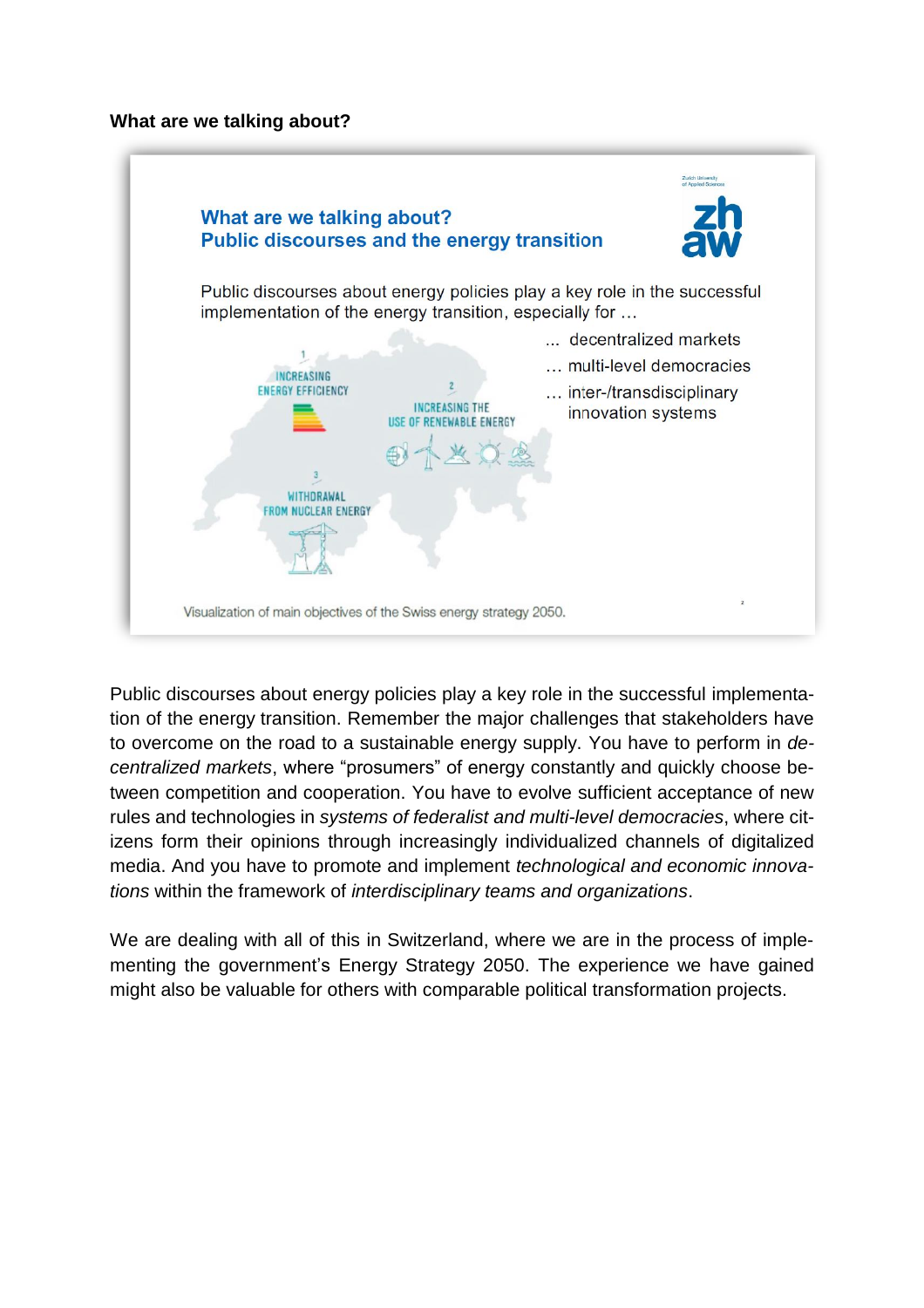**What are we talking about?**

### What are we talking about?
### Public discourses and the energy transition

Public discourses about energy policies play a key role in the successful implementation of the energy transition, especially for …

… decentralized markets
… multi-level democracies
… inter-/transdisciplinary innovation systems

1 INCREASING ENERGY EFFICIENCY

2 INCREASING THE USE OF RENEWABLE ENERGY

3 WITHDRAWAL FROM NUCLEAR ENERGY

Visualization of main objectives of the Swiss energy strategy 2050.

Public discourses about energy policies play a key role in the successful implementation of the energy transition. Remember the major challenges that stakeholders have to overcome on the road to a sustainable energy supply. You have to perform in *decentralized markets*, where “prosumers” of energy constantly and quickly choose between competition and cooperation. You have to evolve sufficient acceptance of new rules and technologies in *systems of federalist and multi-level democracies*, where citizens form their opinions through increasingly individualized channels of digitalized media. And you have to promote and implement *technological and economic innovations* within the framework of *interdisciplinary teams and organizations*.

We are dealing with all of this in Switzerland, where we are in the process of implementing the government’s Energy Strategy 2050. The experience we have gained might also be valuable for others with comparable political transformation projects.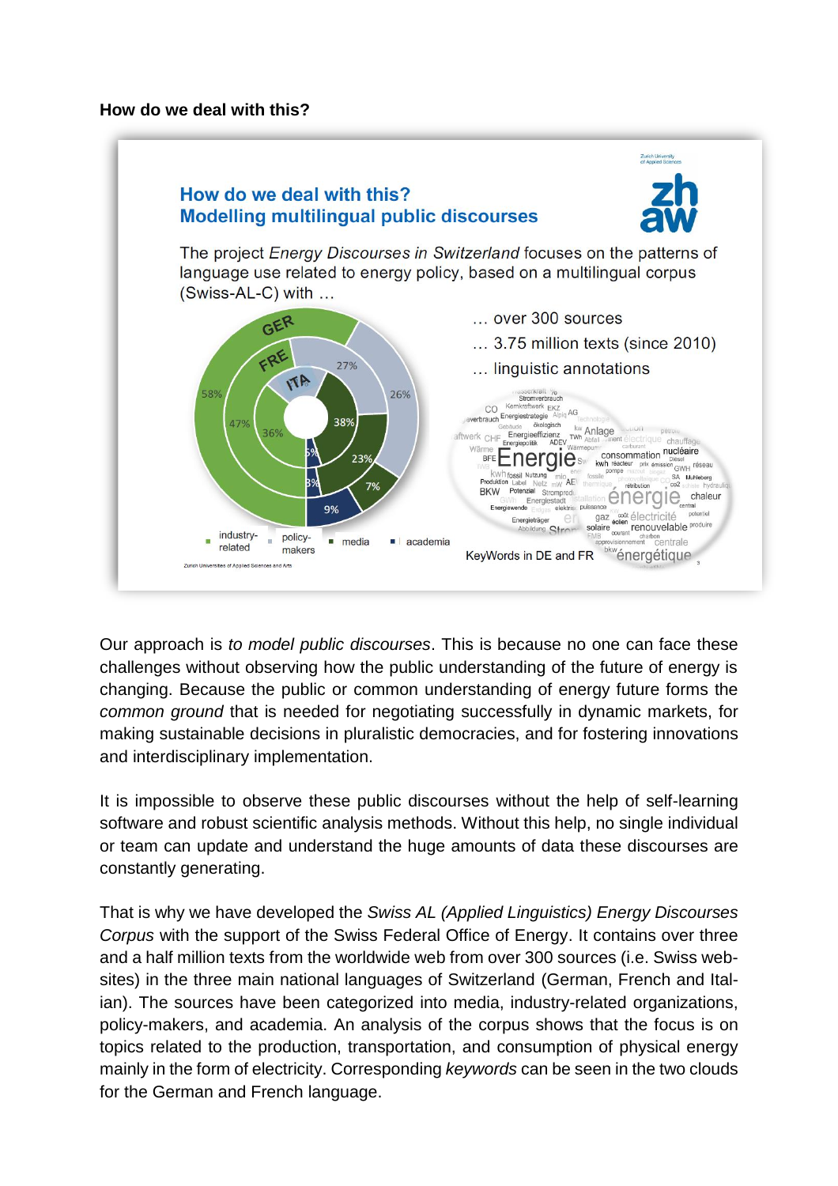**How do we deal with this?**

### How do we deal with this?
### Modelling multilingual public discourses

The project *Energy Discourses in Switzerland* focuses on the patterns of language use related to energy policy, based on a multilingual corpus (Swiss-AL-C) with …

… over 300 sources

… 3.75 million texts (since 2010)

… linguistic annotations

KeyWords in DE and FR

Our approach is *to model public discourses*. This is because no one can face these challenges without observing how the public understanding of the future of energy is changing. Because the public or common understanding of energy future forms the *common ground* that is needed for negotiating successfully in dynamic markets, for making sustainable decisions in pluralistic democracies, and for fostering innovations and interdisciplinary implementation.

It is impossible to observe these public discourses without the help of self-learning software and robust scientific analysis methods. Without this help, no single individual or team can update and understand the huge amounts of data these discourses are constantly generating.

That is why we have developed the *Swiss AL (Applied Linguistics) Energy Discourses Corpus* with the support of the Swiss Federal Office of Energy. It contains over three and a half million texts from the worldwide web from over 300 sources (i.e. Swiss websites) in the three main national languages of Switzerland (German, French and Italian). The sources have been categorized into media, industry-related organizations, policy-makers, and academia. An analysis of the corpus shows that the focus is on topics related to the production, transportation, and consumption of physical energy mainly in the form of electricity. Corresponding *keywords* can be seen in the two clouds for the German and French language.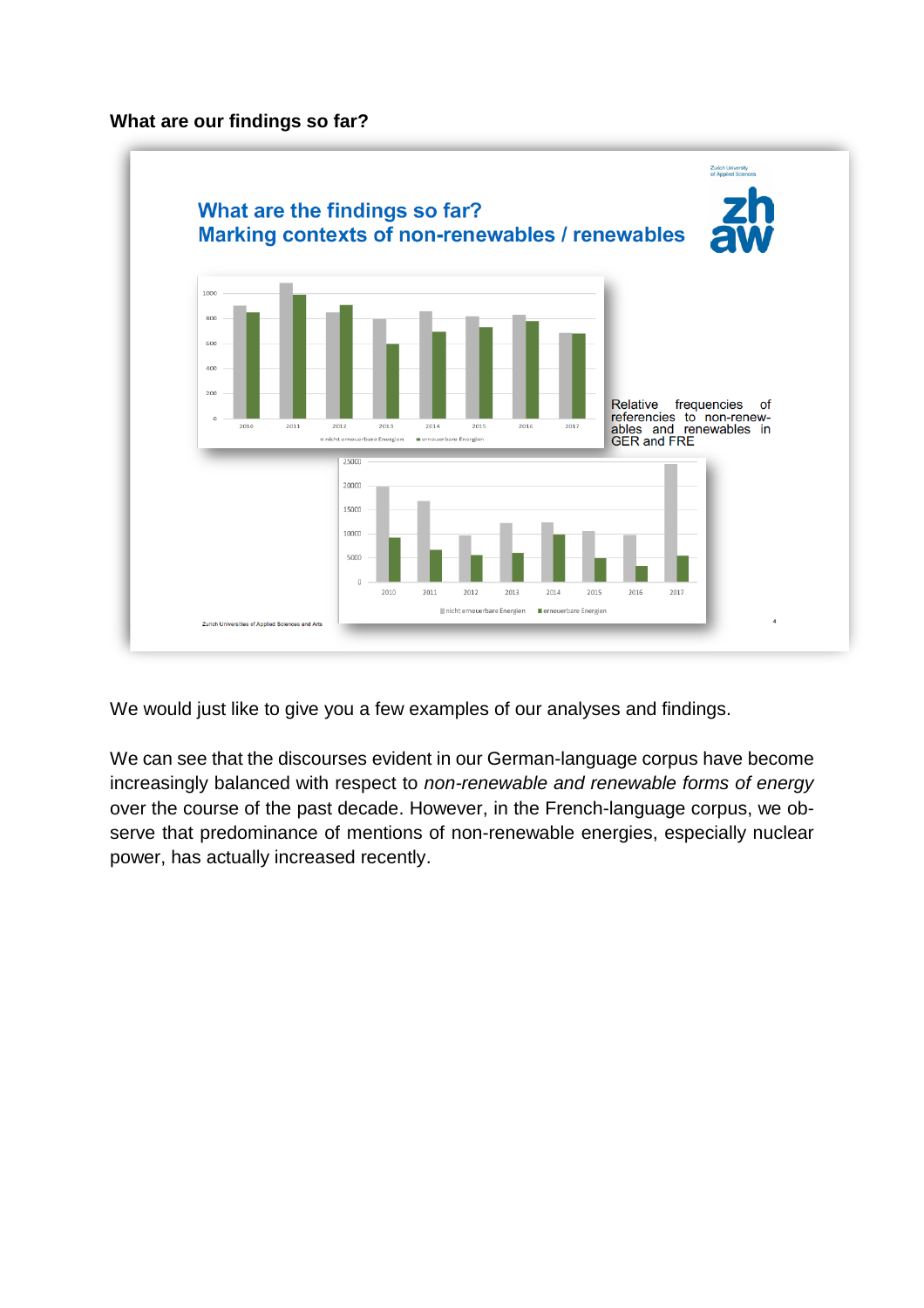**What are our findings so far?**

What are the findings so far?
Marking contexts of non-renewables / renewables

Relative frequencies of referencies to non-renewables and renewables in GER and FRE

We would just like to give you a few examples of our analyses and findings.

We can see that the discourses evident in our German-language corpus have become increasingly balanced with respect to *non-renewable and renewable forms of energy* over the course of the past decade. However, in the French-language corpus, we observe that predominance of mentions of non-renewable energies, especially nuclear power, has actually increased recently.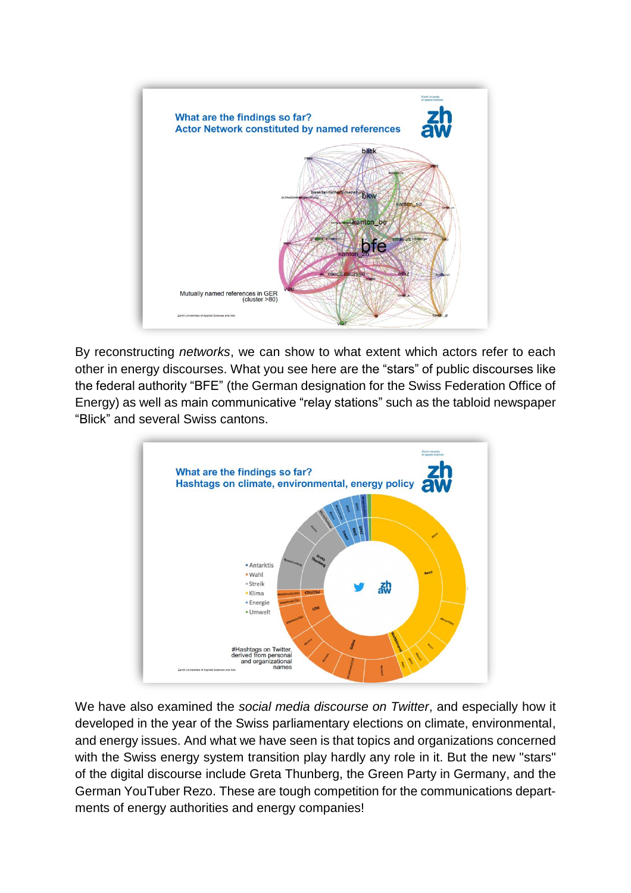By reconstructing *networks*, we can show to what extent which actors refer to each other in energy discourses. What you see here are the "stars" of public discourses like the federal authority "BFE" (the German designation for the Swiss Federation Office of Energy) as well as main communicative "relay stations" such as the tabloid newspaper "Blick" and several Swiss cantons.

We have also examined the *social media discourse on Twitter*, and especially how it developed in the year of the Swiss parliamentary elections on climate, environmental, and energy issues. And what we have seen is that topics and organizations concerned with the Swiss energy system transition play hardly any role in it. But the new "stars" of the digital discourse include Greta Thunberg, the Green Party in Germany, and the German YouTuber Rezo. These are tough competition for the communications departments of energy authorities and energy companies!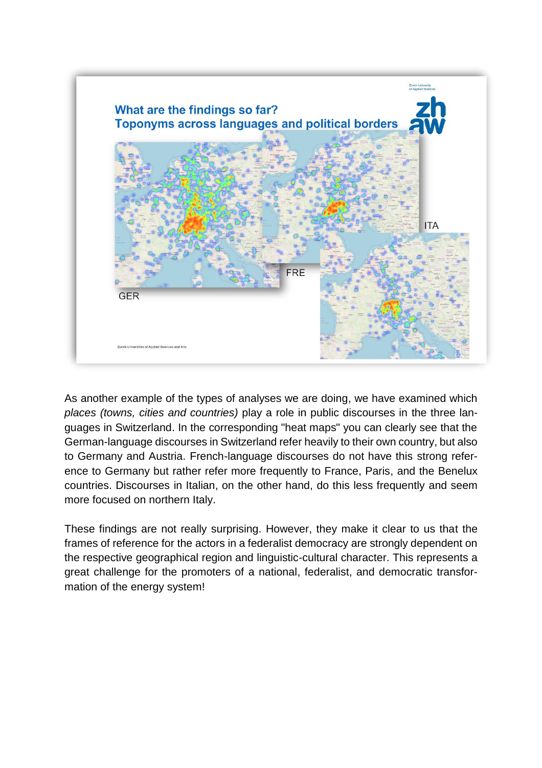What are the findings so far?
Toponyms across languages and political borders

GER

FRE

ITA

As another example of the types of analyses we are doing, we have examined which *places (towns, cities and countries)* play a role in public discourses in the three languages in Switzerland. In the corresponding "heat maps" you can clearly see that the German-language discourses in Switzerland refer heavily to their own country, but also to Germany and Austria. French-language discourses do not have this strong reference to Germany but rather refer more frequently to France, Paris, and the Benelux countries. Discourses in Italian, on the other hand, do this less frequently and seem more focused on northern Italy.

These findings are not really surprising. However, they make it clear to us that the frames of reference for the actors in a federalist democracy are strongly dependent on the respective geographical region and linguistic-cultural character. This represents a great challenge for the promoters of a national, federalist, and democratic transformation of the energy system!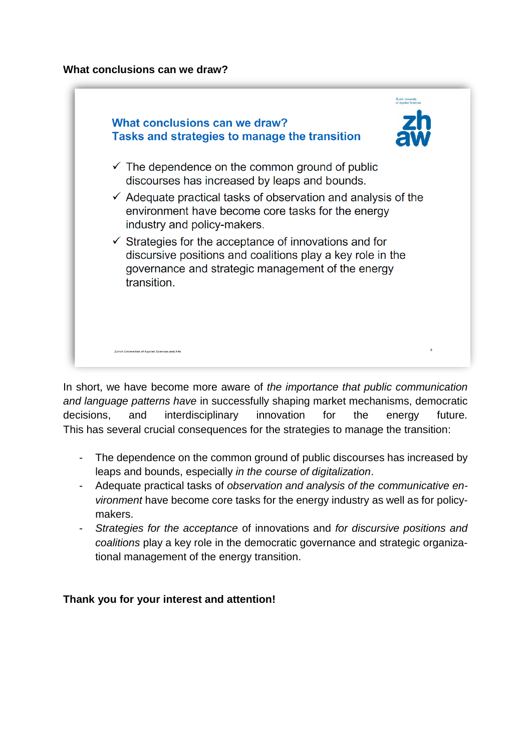**What conclusions can we draw?**

What conclusions can we draw?
Tasks and strategies to manage the transition

✓ The dependence on the common ground of public discourses has increased by leaps and bounds.
✓ Adequate practical tasks of observation and analysis of the environment have become core tasks for the energy industry and policy-makers.
✓ Strategies for the acceptance of innovations and for discursive positions and coalitions play a key role in the governance and strategic management of the energy transition.

In short, we have become more aware of *the importance that public communication and language patterns have* in successfully shaping market mechanisms, democratic decisions, and interdisciplinary innovation for the energy future. This has several crucial consequences for the strategies to manage the transition:

- The dependence on the common ground of public discourses has increased by leaps and bounds, especially *in the course of digitalization*.
- Adequate practical tasks of *observation and analysis of the communicative environment* have become core tasks for the energy industry as well as for policy-makers.
- *Strategies for the acceptance* of innovations and *for discursive positions and coalitions* play a key role in the democratic governance and strategic organizational management of the energy transition.

**Thank you for your interest and attention!**